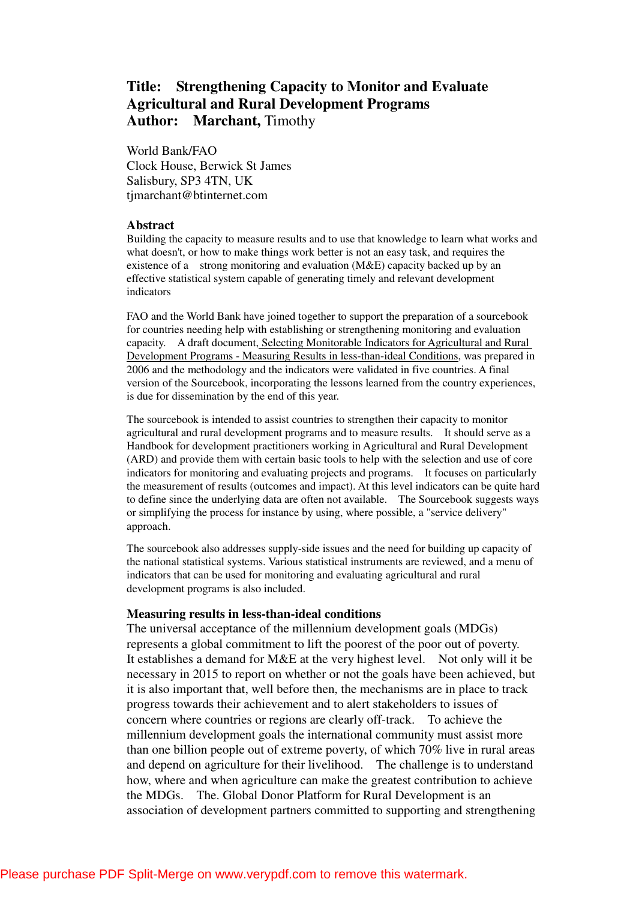**Title: Strengthening Capacity to Monitor and Evaluate Agricultural and Rural Development Programs**
**Author: Marchant,** Timothy

World Bank/FAO
Clock House, Berwick St James
Salisbury, SP3 4TN, UK
tjmarchant@btinternet.com

## Abstract

Building the capacity to measure results and to use that knowledge to learn what works and what doesn't, or how to make things work better is not an easy task, and requires the existence of a strong monitoring and evaluation (M&E) capacity backed up by an effective statistical system capable of generating timely and relevant development indicators

FAO and the World Bank have joined together to support the preparation of a sourcebook for countries needing help with establishing or strengthening monitoring and evaluation capacity. A draft document, Selecting Monitorable Indicators for Agricultural and Rural Development Programs - Measuring Results in less-than-ideal Conditions, was prepared in 2006 and the methodology and the indicators were validated in five countries. A final version of the Sourcebook, incorporating the lessons learned from the country experiences, is due for dissemination by the end of this year.

The sourcebook is intended to assist countries to strengthen their capacity to monitor agricultural and rural development programs and to measure results. It should serve as a Handbook for development practitioners working in Agricultural and Rural Development (ARD) and provide them with certain basic tools to help with the selection and use of core indicators for monitoring and evaluating projects and programs. It focuses on particularly the measurement of results (outcomes and impact). At this level indicators can be quite hard to define since the underlying data are often not available. The Sourcebook suggests ways or simplifying the process for instance by using, where possible, a "service delivery" approach.

The sourcebook also addresses supply-side issues and the need for building up capacity of the national statistical systems. Various statistical instruments are reviewed, and a menu of indicators that can be used for monitoring and evaluating agricultural and rural development programs is also included.

## Measuring results in less-than-ideal conditions

The universal acceptance of the millennium development goals (MDGs) represents a global commitment to lift the poorest of the poor out of poverty. It establishes a demand for M&E at the very highest level. Not only will it be necessary in 2015 to report on whether or not the goals have been achieved, but it is also important that, well before then, the mechanisms are in place to track progress towards their achievement and to alert stakeholders to issues of concern where countries or regions are clearly off-track. To achieve the millennium development goals the international community must assist more than one billion people out of extreme poverty, of which 70% live in rural areas and depend on agriculture for their livelihood. The challenge is to understand how, where and when agriculture can make the greatest contribution to achieve the MDGs. The. Global Donor Platform for Rural Development is an association of development partners committed to supporting and strengthening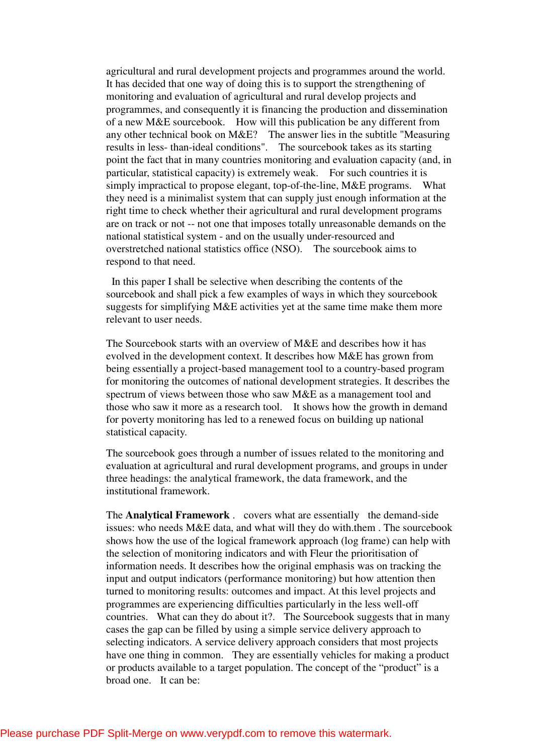agricultural and rural development projects and programmes around the world. It has decided that one way of doing this is to support the strengthening of monitoring and evaluation of agricultural and rural develop projects and programmes, and consequently it is financing the production and dissemination of a new M&E sourcebook. How will this publication be any different from any other technical book on M&E? The answer lies in the subtitle "Measuring results in less- than-ideal conditions". The sourcebook takes as its starting point the fact that in many countries monitoring and evaluation capacity (and, in particular, statistical capacity) is extremely weak. For such countries it is simply impractical to propose elegant, top-of-the-line, M&E programs. What they need is a minimalist system that can supply just enough information at the right time to check whether their agricultural and rural development programs are on track or not -- not one that imposes totally unreasonable demands on the national statistical system - and on the usually under-resourced and overstretched national statistics office (NSO). The sourcebook aims to respond to that need.

In this paper I shall be selective when describing the contents of the sourcebook and shall pick a few examples of ways in which they sourcebook suggests for simplifying M&E activities yet at the same time make them more relevant to user needs.

The Sourcebook starts with an overview of M&E and describes how it has evolved in the development context. It describes how M&E has grown from being essentially a project-based management tool to a country-based program for monitoring the outcomes of national development strategies. It describes the spectrum of views between those who saw M&E as a management tool and those who saw it more as a research tool. It shows how the growth in demand for poverty monitoring has led to a renewed focus on building up national statistical capacity.

The sourcebook goes through a number of issues related to the monitoring and evaluation at agricultural and rural development programs, and groups in under three headings: the analytical framework, the data framework, and the institutional framework.

The **Analytical Framework** . covers what are essentially the demand-side issues: who needs M&E data, and what will they do with.them . The sourcebook shows how the use of the logical framework approach (log frame) can help with the selection of monitoring indicators and with Fleur the prioritisation of information needs. It describes how the original emphasis was on tracking the input and output indicators (performance monitoring) but how attention then turned to monitoring results: outcomes and impact. At this level projects and programmes are experiencing difficulties particularly in the less well-off countries. What can they do about it?. The Sourcebook suggests that in many cases the gap can be filled by using a simple service delivery approach to selecting indicators. A service delivery approach considers that most projects have one thing in common. They are essentially vehicles for making a product or products available to a target population. The concept of the "product" is a broad one. It can be: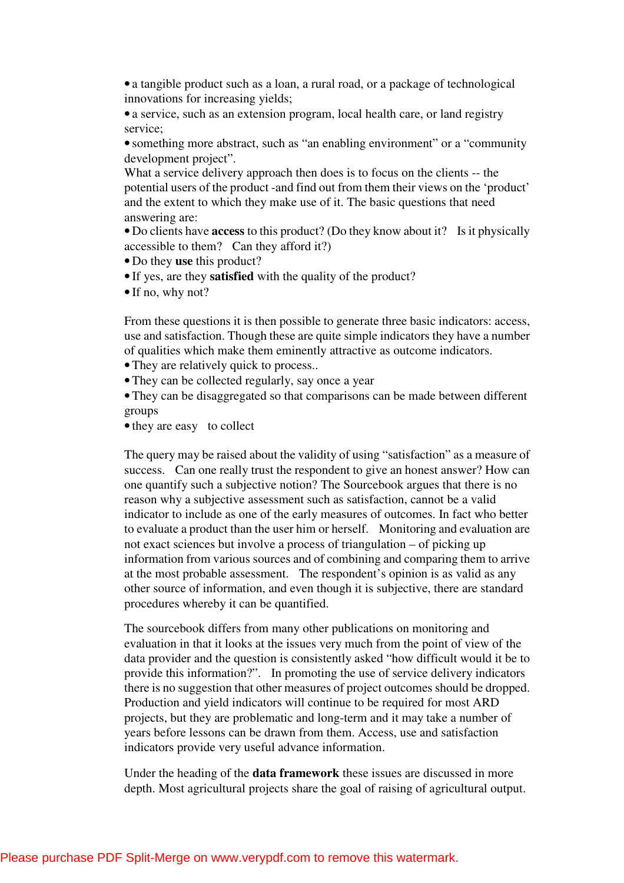- a tangible product such as a loan, a rural road, or a package of technological innovations for increasing yields;
- a service, such as an extension program, local health care, or land registry service;
- something more abstract, such as "an enabling environment" or a "community development project".

What a service delivery approach then does is to focus on the clients -- the potential users of the product -and find out from them their views on the 'product' and the extent to which they make use of it. The basic questions that need answering are:

- Do clients have **access** to this product? (Do they know about it? Is it physically accessible to them? Can they afford it?)
- Do they **use** this product?
- If yes, are they **satisfied** with the quality of the product?
- If no, why not?

From these questions it is then possible to generate three basic indicators: access, use and satisfaction. Though these are quite simple indicators they have a number of qualities which make them eminently attractive as outcome indicators.

- They are relatively quick to process..
- They can be collected regularly, say once a year
- They can be disaggregated so that comparisons can be made between different groups
- they are easy to collect

The query may be raised about the validity of using "satisfaction" as a measure of success. Can one really trust the respondent to give an honest answer? How can one quantify such a subjective notion? The Sourcebook argues that there is no reason why a subjective assessment such as satisfaction, cannot be a valid indicator to include as one of the early measures of outcomes. In fact who better to evaluate a product than the user him or herself. Monitoring and evaluation are not exact sciences but involve a process of triangulation – of picking up information from various sources and of combining and comparing them to arrive at the most probable assessment. The respondent's opinion is as valid as any other source of information, and even though it is subjective, there are standard procedures whereby it can be quantified.

The sourcebook differs from many other publications on monitoring and evaluation in that it looks at the issues very much from the point of view of the data provider and the question is consistently asked "how difficult would it be to provide this information?". In promoting the use of service delivery indicators there is no suggestion that other measures of project outcomes should be dropped. Production and yield indicators will continue to be required for most ARD projects, but they are problematic and long-term and it may take a number of years before lessons can be drawn from them. Access, use and satisfaction indicators provide very useful advance information.

Under the heading of the **data framework** these issues are discussed in more depth. Most agricultural projects share the goal of raising of agricultural output.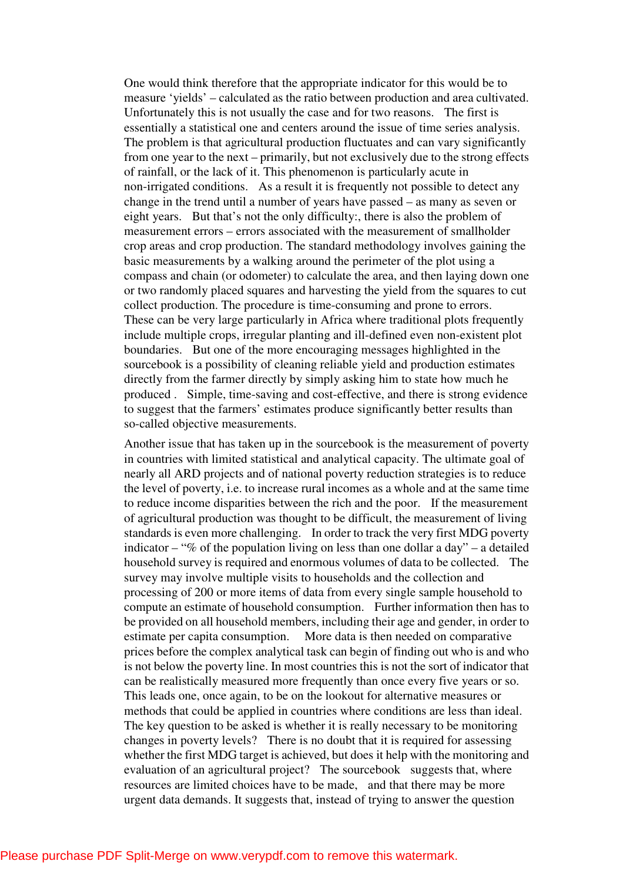One would think therefore that the appropriate indicator for this would be to measure 'yields' – calculated as the ratio between production and area cultivated. Unfortunately this is not usually the case and for two reasons. The first is essentially a statistical one and centers around the issue of time series analysis. The problem is that agricultural production fluctuates and can vary significantly from one year to the next – primarily, but not exclusively due to the strong effects of rainfall, or the lack of it. This phenomenon is particularly acute in non-irrigated conditions. As a result it is frequently not possible to detect any change in the trend until a number of years have passed – as many as seven or eight years. But that's not the only difficulty:, there is also the problem of measurement errors – errors associated with the measurement of smallholder crop areas and crop production. The standard methodology involves gaining the basic measurements by a walking around the perimeter of the plot using a compass and chain (or odometer) to calculate the area, and then laying down one or two randomly placed squares and harvesting the yield from the squares to cut collect production. The procedure is time-consuming and prone to errors. These can be very large particularly in Africa where traditional plots frequently include multiple crops, irregular planting and ill-defined even non-existent plot boundaries. But one of the more encouraging messages highlighted in the sourcebook is a possibility of cleaning reliable yield and production estimates directly from the farmer directly by simply asking him to state how much he produced . Simple, time-saving and cost-effective, and there is strong evidence to suggest that the farmers' estimates produce significantly better results than so-called objective measurements.

Another issue that has taken up in the sourcebook is the measurement of poverty in countries with limited statistical and analytical capacity. The ultimate goal of nearly all ARD projects and of national poverty reduction strategies is to reduce the level of poverty, i.e. to increase rural incomes as a whole and at the same time to reduce income disparities between the rich and the poor. If the measurement of agricultural production was thought to be difficult, the measurement of living standards is even more challenging. In order to track the very first MDG poverty indicator – "% of the population living on less than one dollar a day" – a detailed household survey is required and enormous volumes of data to be collected. The survey may involve multiple visits to households and the collection and processing of 200 or more items of data from every single sample household to compute an estimate of household consumption. Further information then has to be provided on all household members, including their age and gender, in order to estimate per capita consumption. More data is then needed on comparative prices before the complex analytical task can begin of finding out who is and who is not below the poverty line. In most countries this is not the sort of indicator that can be realistically measured more frequently than once every five years or so. This leads one, once again, to be on the lookout for alternative measures or methods that could be applied in countries where conditions are less than ideal. The key question to be asked is whether it is really necessary to be monitoring changes in poverty levels? There is no doubt that it is required for assessing whether the first MDG target is achieved, but does it help with the monitoring and evaluation of an agricultural project? The sourcebook suggests that, where resources are limited choices have to be made, and that there may be more urgent data demands. It suggests that, instead of trying to answer the question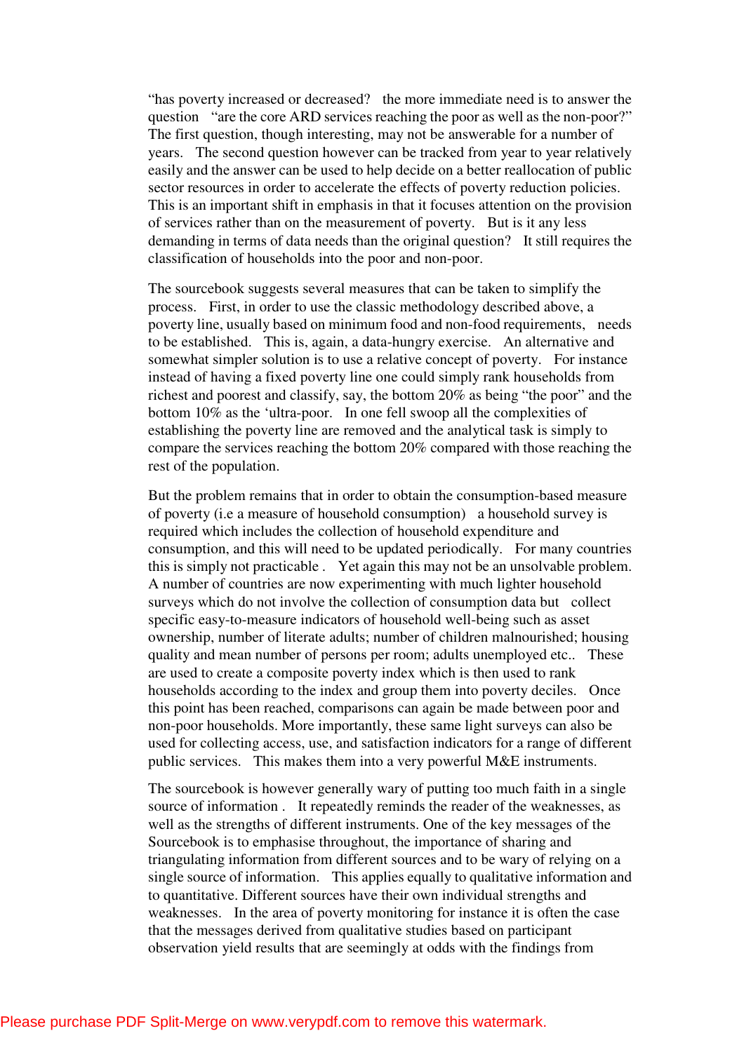"has poverty increased or decreased? the more immediate need is to answer the question "are the core ARD services reaching the poor as well as the non-poor?" The first question, though interesting, may not be answerable for a number of years. The second question however can be tracked from year to year relatively easily and the answer can be used to help decide on a better reallocation of public sector resources in order to accelerate the effects of poverty reduction policies. This is an important shift in emphasis in that it focuses attention on the provision of services rather than on the measurement of poverty. But is it any less demanding in terms of data needs than the original question? It still requires the classification of households into the poor and non-poor.

The sourcebook suggests several measures that can be taken to simplify the process. First, in order to use the classic methodology described above, a poverty line, usually based on minimum food and non-food requirements, needs to be established. This is, again, a data-hungry exercise. An alternative and somewhat simpler solution is to use a relative concept of poverty. For instance instead of having a fixed poverty line one could simply rank households from richest and poorest and classify, say, the bottom 20% as being "the poor" and the bottom 10% as the 'ultra-poor. In one fell swoop all the complexities of establishing the poverty line are removed and the analytical task is simply to compare the services reaching the bottom 20% compared with those reaching the rest of the population.

But the problem remains that in order to obtain the consumption-based measure of poverty (i.e a measure of household consumption) a household survey is required which includes the collection of household expenditure and consumption, and this will need to be updated periodically. For many countries this is simply not practicable . Yet again this may not be an unsolvable problem. A number of countries are now experimenting with much lighter household surveys which do not involve the collection of consumption data but collect specific easy-to-measure indicators of household well-being such as asset ownership, number of literate adults; number of children malnourished; housing quality and mean number of persons per room; adults unemployed etc.. These are used to create a composite poverty index which is then used to rank households according to the index and group them into poverty deciles. Once this point has been reached, comparisons can again be made between poor and non-poor households. More importantly, these same light surveys can also be used for collecting access, use, and satisfaction indicators for a range of different public services. This makes them into a very powerful M&E instruments.

The sourcebook is however generally wary of putting too much faith in a single source of information . It repeatedly reminds the reader of the weaknesses, as well as the strengths of different instruments. One of the key messages of the Sourcebook is to emphasise throughout, the importance of sharing and triangulating information from different sources and to be wary of relying on a single source of information. This applies equally to qualitative information and to quantitative. Different sources have their own individual strengths and weaknesses. In the area of poverty monitoring for instance it is often the case that the messages derived from qualitative studies based on participant observation yield results that are seemingly at odds with the findings from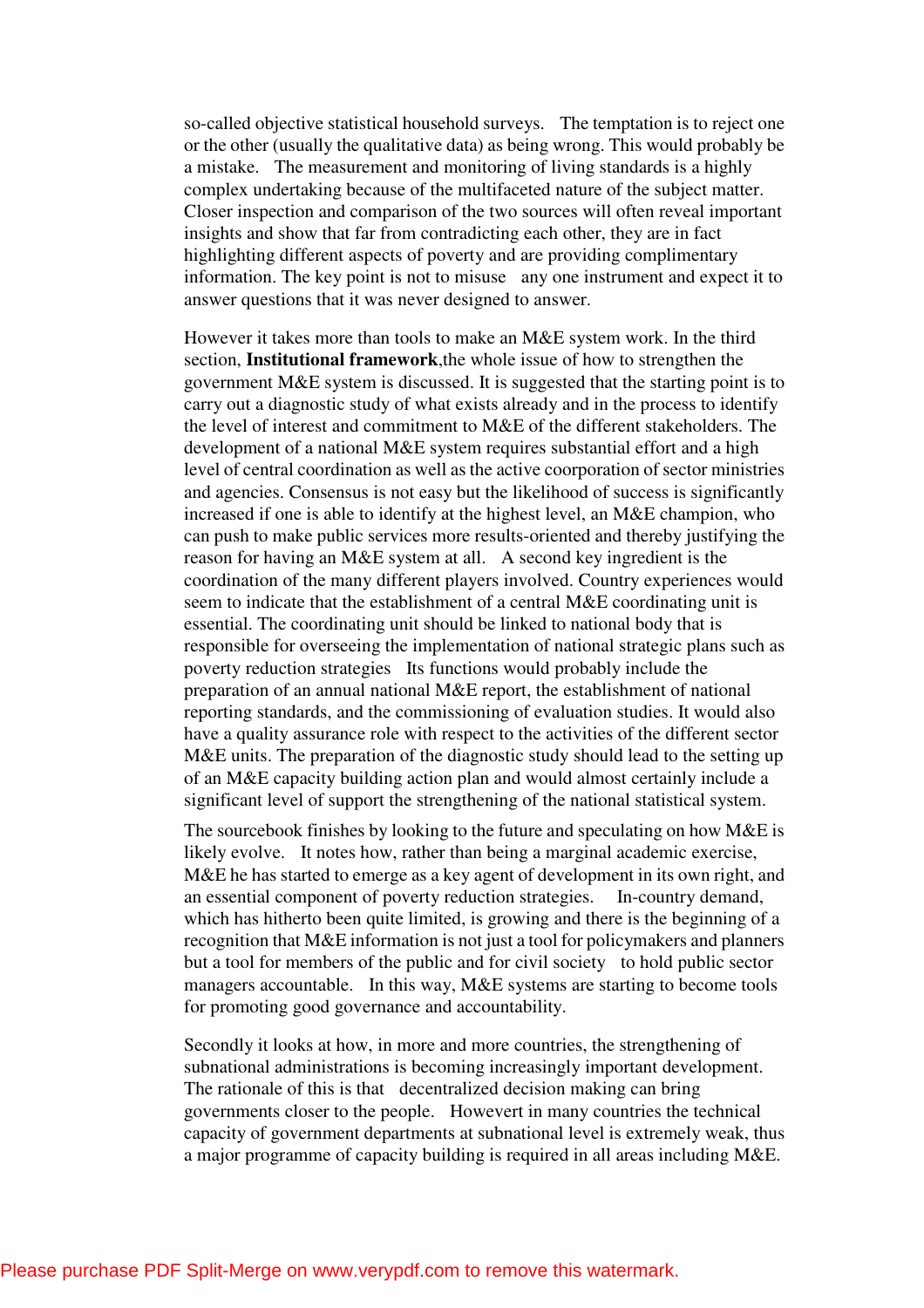so-called objective statistical household surveys. The temptation is to reject one or the other (usually the qualitative data) as being wrong. This would probably be a mistake. The measurement and monitoring of living standards is a highly complex undertaking because of the multifaceted nature of the subject matter. Closer inspection and comparison of the two sources will often reveal important insights and show that far from contradicting each other, they are in fact highlighting different aspects of poverty and are providing complimentary information. The key point is not to misuse any one instrument and expect it to answer questions that it was never designed to answer.

However it takes more than tools to make an M&E system work. In the third section, **Institutional framework**,the whole issue of how to strengthen the government M&E system is discussed. It is suggested that the starting point is to carry out a diagnostic study of what exists already and in the process to identify the level of interest and commitment to M&E of the different stakeholders. The development of a national M&E system requires substantial effort and a high level of central coordination as well as the active coorporation of sector ministries and agencies. Consensus is not easy but the likelihood of success is significantly increased if one is able to identify at the highest level, an M&E champion, who can push to make public services more results-oriented and thereby justifying the reason for having an M&E system at all. A second key ingredient is the coordination of the many different players involved. Country experiences would seem to indicate that the establishment of a central M&E coordinating unit is essential. The coordinating unit should be linked to national body that is responsible for overseeing the implementation of national strategic plans such as poverty reduction strategies Its functions would probably include the preparation of an annual national M&E report, the establishment of national reporting standards, and the commissioning of evaluation studies. It would also have a quality assurance role with respect to the activities of the different sector M&E units. The preparation of the diagnostic study should lead to the setting up of an M&E capacity building action plan and would almost certainly include a significant level of support the strengthening of the national statistical system.

The sourcebook finishes by looking to the future and speculating on how M&E is likely evolve. It notes how, rather than being a marginal academic exercise, M&E he has started to emerge as a key agent of development in its own right, and an essential component of poverty reduction strategies. In-country demand, which has hitherto been quite limited, is growing and there is the beginning of a recognition that M&E information is not just a tool for policymakers and planners but a tool for members of the public and for civil society to hold public sector managers accountable. In this way, M&E systems are starting to become tools for promoting good governance and accountability.

Secondly it looks at how, in more and more countries, the strengthening of subnational administrations is becoming increasingly important development. The rationale of this is that decentralized decision making can bring governments closer to the people. Howevert in many countries the technical capacity of government departments at subnational level is extremely weak, thus a major programme of capacity building is required in all areas including M&E.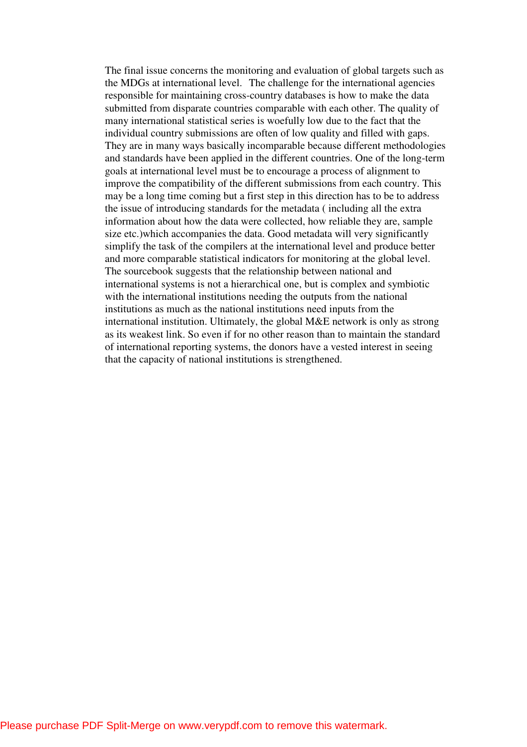The final issue concerns the monitoring and evaluation of global targets such as the MDGs at international level. The challenge for the international agencies responsible for maintaining cross-country databases is how to make the data submitted from disparate countries comparable with each other. The quality of many international statistical series is woefully low due to the fact that the individual country submissions are often of low quality and filled with gaps. They are in many ways basically incomparable because different methodologies and standards have been applied in the different countries. One of the long-term goals at international level must be to encourage a process of alignment to improve the compatibility of the different submissions from each country. This may be a long time coming but a first step in this direction has to be to address the issue of introducing standards for the metadata ( including all the extra information about how the data were collected, how reliable they are, sample size etc.)which accompanies the data. Good metadata will very significantly simplify the task of the compilers at the international level and produce better and more comparable statistical indicators for monitoring at the global level. The sourcebook suggests that the relationship between national and international systems is not a hierarchical one, but is complex and symbiotic with the international institutions needing the outputs from the national institutions as much as the national institutions need inputs from the international institution. Ultimately, the global M&E network is only as strong as its weakest link. So even if for no other reason than to maintain the standard of international reporting systems, the donors have a vested interest in seeing that the capacity of national institutions is strengthened.